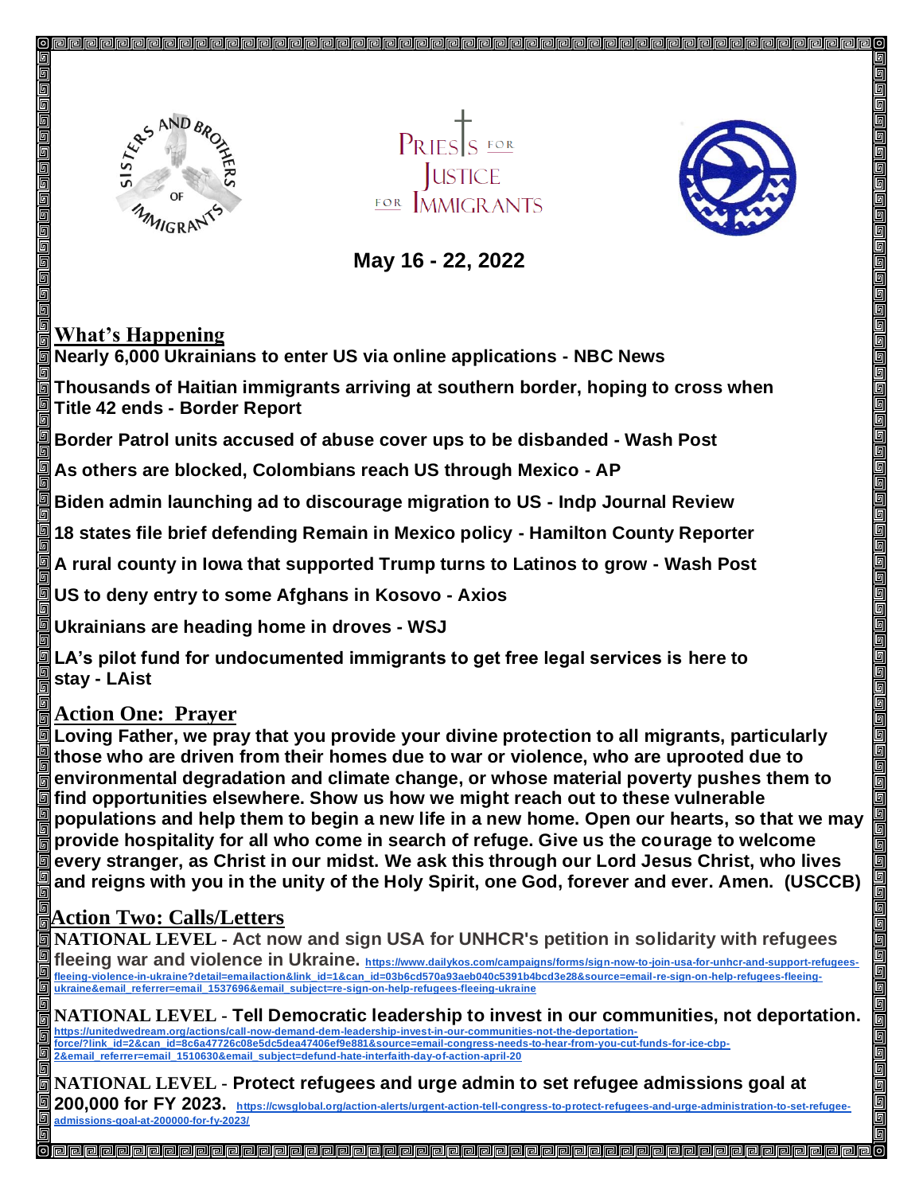SISTERS AND BROTHERS OF IMMIGRANTS

PRIESTS FOR JUSTICE FOR IMMIGRANTS

**May 16 - 22, 2022**

## What's Happening

**Nearly 6,000 Ukrainians to enter US via online applications - NBC News**

**Thousands of Haitian immigrants arriving at southern border, hoping to cross when Title 42 ends - Border Report**

**Border Patrol units accused of abuse cover ups to be disbanded - Wash Post**

**As others are blocked, Colombians reach US through Mexico - AP**

**Biden admin launching ad to discourage migration to US - Indp Journal Review**

**18 states file brief defending Remain in Mexico policy - Hamilton County Reporter**

**A rural county in Iowa that supported Trump turns to Latinos to grow - Wash Post**

**US to deny entry to some Afghans in Kosovo - Axios**

**Ukrainians are heading home in droves - WSJ**

**LA's pilot fund for undocumented immigrants to get free legal services is here to stay - LAist**

## Action One: Prayer

**Loving Father, we pray that you provide your divine protection to all migrants, particularly those who are driven from their homes due to war or violence, who are uprooted due to environmental degradation and climate change, or whose material poverty pushes them to find opportunities elsewhere. Show us how we might reach out to these vulnerable populations and help them to begin a new life in a new home. Open our hearts, so that we may provide hospitality for all who come in search of refuge. Give us the courage to welcome every stranger, as Christ in our midst. We ask this through our Lord Jesus Christ, who lives and reigns with you in the unity of the Holy Spirit, one God, forever and ever. Amen. (USCCB)**

## Action Two: Calls/Letters

**NATIONAL LEVEL - Act now and sign USA for UNHCR's petition in solidarity with refugees fleeing war and violence in Ukraine.** https://www.dailykos.com/campaigns/forms/sign-now-to-join-usa-for-unhcr-and-support-refugees-fleeing-violence-in-ukraine?detail=emailaction&link_id=1&can_id=03b6cd570a93aeb040c5391b4bcd3e28&source=email-re-sign-on-help-refugees-fleeing-ukraine&email_referrer=email_1537696&email_subject=re-sign-on-help-refugees-fleeing-ukraine

**NATIONAL LEVEL - Tell Democratic leadership to invest in our communities, not deportation.** https://unitedwedream.org/actions/call-now-demand-dem-leadership-invest-in-our-communities-not-the-deportation-force/?link_id=2&can_id=8c6a47726c08e5dc5dea47406ef9e881&source=email-congress-needs-to-hear-from-you-cut-funds-for-ice-cbp-2&email_referrer=email_1510630&email_subject=defund-hate-interfaith-day-of-action-april-20

**NATIONAL LEVEL - Protect refugees and urge admin to set refugee admissions goal at 200,000 for FY 2023.** https://cwsglobal.org/action-alerts/urgent-action-tell-congress-to-protect-refugees-and-urge-administration-to-set-refugee-admissions-goal-at-200000-for-fy-2023/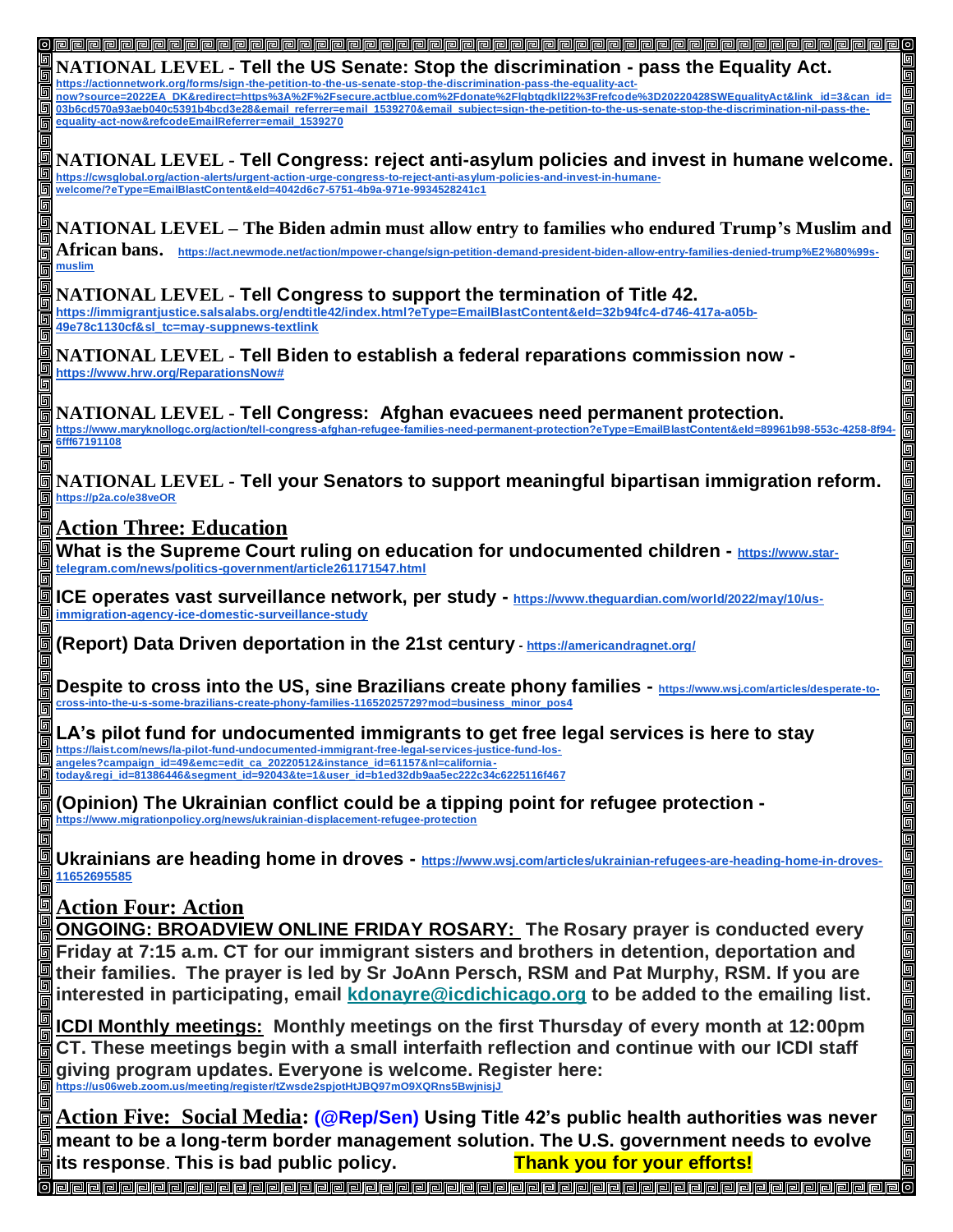**NATIONAL LEVEL - Tell the US Senate: Stop the discrimination - pass the Equality Act.**
https://actionnetwork.org/forms/sign-the-petition-to-the-us-senate-stop-the-discrimination-pass-the-equality-act-now?source=2022EA_DK&redirect=https%3A%2F%2Fsecure.actblue.com%2Fdonate%2Flgbtqdkll22%3Frefcode%3D20220428SWEqualityAct&link_id=3&can_id=03b6cd570a93aeb040c5391b4bcd3e28&email_referrer=email_1539270&email_subject=sign-the-petition-to-the-us-senate-stop-the-discrimination-nil-pass-the-equality-act-now&refcodeEmailReferrer=email_1539270

**NATIONAL LEVEL - Tell Congress: reject anti-asylum policies and invest in humane welcome.**
https://cwsglobal.org/action-alerts/urgent-action-urge-congress-to-reject-anti-asylum-policies-and-invest-in-humane-welcome/?eType=EmailBlastContent&eId=4042d6c7-5751-4b9a-971e-9934528241c1

**NATIONAL LEVEL – The Biden admin must allow entry to families who endured Trump's Muslim and African bans.** https://act.newmode.net/action/mpower-change/sign-petition-demand-president-biden-allow-entry-families-denied-trump%E2%80%99s-muslim

**NATIONAL LEVEL - Tell Congress to support the termination of Title 42.**
https://immigrantjustice.salsalabs.org/endtitle42/index.html?eType=EmailBlastContent&eId=32b94fc4-d746-417a-a05b-49e78c1130cf&sl_tc=may-suppnews-textlink

**NATIONAL LEVEL - Tell Biden to establish a federal reparations commission now -**
https://www.hrw.org/ReparationsNow#

**NATIONAL LEVEL - Tell Congress: Afghan evacuees need permanent protection.**
https://www.maryknollogc.org/action/tell-congress-afghan-refugee-families-need-permanent-protection?eType=EmailBlastContent&eId=89961b98-553c-4258-8f94-6ff67191108

**NATIONAL LEVEL - Tell your Senators to support meaningful bipartisan immigration reform.**
https://p2a.co/e38veOR

## Action Three: Education

**What is the Supreme Court ruling on education for undocumented children -** https://www.star-telegram.com/news/politics-government/article261171547.html

**ICE operates vast surveillance network, per study -** https://www.theguardian.com/world/2022/may/10/us-immigration-agency-ice-domestic-surveillance-study

**(Report) Data Driven deportation in the 21st century -** https://americandragnet.org/

**Despite to cross into the US, sine Brazilians create phony families -** https://www.wsj.com/articles/desperate-to-cross-into-the-u-s-some-brazilians-create-phony-families-11652025729?mod=business_minor_pos4

**LA's pilot fund for undocumented immigrants to get free legal services is here to stay**
https://laist.com/news/la-pilot-fund-undocumented-immigrant-free-legal-services-justice-fund-los-angeles?campaign_id=49&emc=edit_ca_20220512&instance_id=61157&nl=california-today&regi_id=81386446&segment_id=92043&te=1&user_id=b1ed32db9aa5ec222c34c6225116f467

**(Opinion) The Ukrainian conflict could be a tipping point for refugee protection -**
https://www.migrationpolicy.org/news/ukrainian-displacement-refugee-protection

**Ukrainians are heading home in droves -** https://www.wsj.com/articles/ukrainian-refugees-are-heading-home-in-droves-11652695585

## Action Four: Action

**ONGOING: BROADVIEW ONLINE FRIDAY ROSARY:** **The Rosary prayer is conducted every Friday at 7:15 a.m. CT for our immigrant sisters and brothers in detention, deportation and their families. The prayer is led by Sr JoAnn Persch, RSM and Pat Murphy, RSM. If you are interested in participating, email kdonayre@icdichicago.org to be added to the emailing list.**

**ICDI Monthly meetings:** **Monthly meetings on the first Thursday of every month at 12:00pm CT. These meetings begin with a small interfaith reflection and continue with our ICDI staff giving program updates. Everyone is welcome. Register here:**
https://us06web.zoom.us/meeting/register/tZwsde2spjotHtJBQ97mO9XQRns5BwjnisjJ

## Action Five: Social Media: (@Rep/Sen) Using Title 42's public health authorities was never meant to be a long-term border management solution. The U.S. government needs to evolve its response. This is bad public policy.

**Thank you for your efforts!**